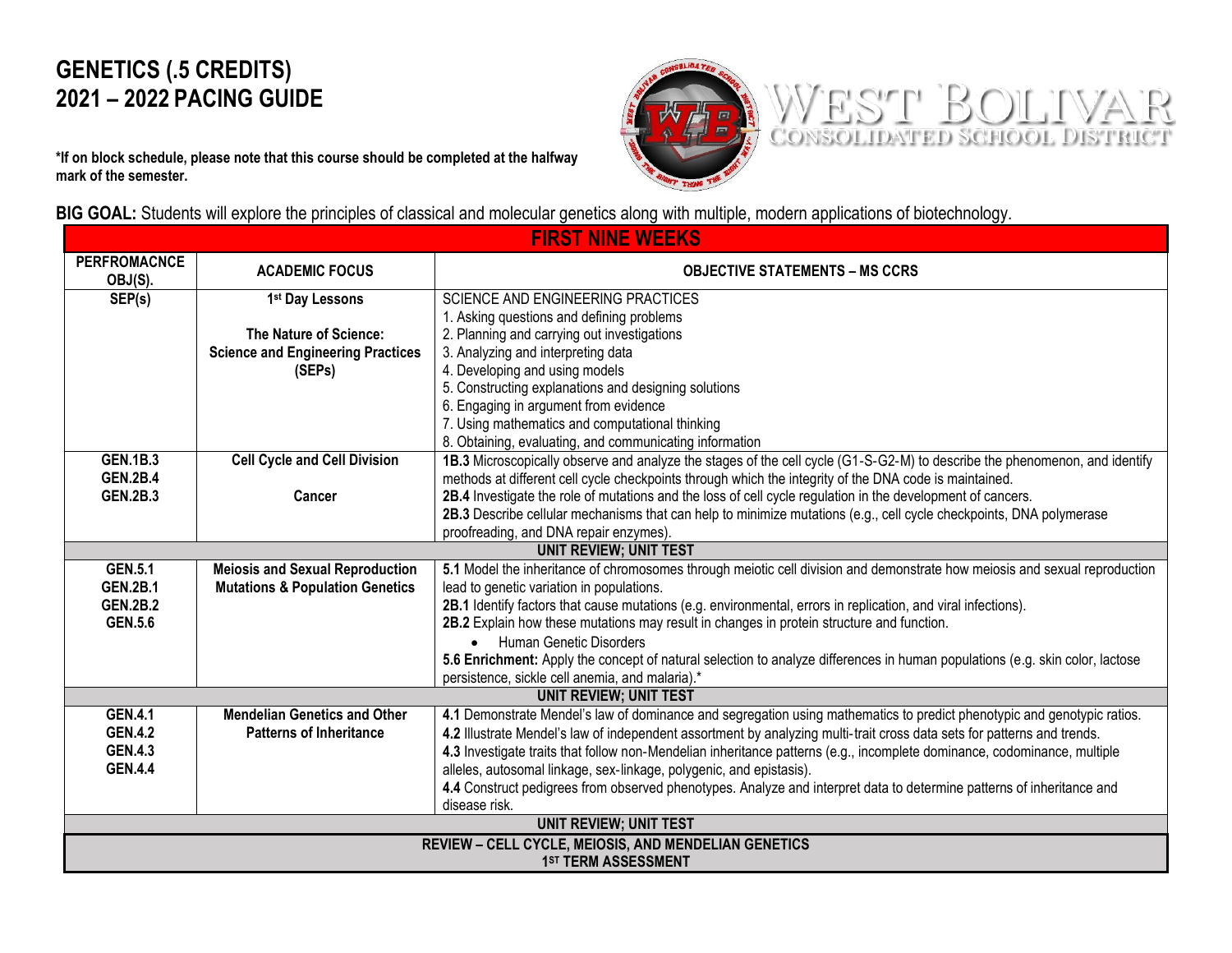# GENETICS (.5 CREDITS)
# 2021 – 2022 PACING GUIDE

**\*If on block schedule, please note that this course should be completed at the halfway mark of the semester.**

WEST BOLIVAR CONSOLIDATED SCHOOL DISTRICT

**BIG GOAL:** Students will explore the principles of classical and molecular genetics along with multiple, modern applications of biotechnology.

| FIRST NINE WEEKS | | |
|---|---|---|
| **PERFROMACNCE OBJ(S).** | **ACADEMIC FOCUS** | **OBJECTIVE STATEMENTS – MS CCRS** |
| **SEP(s)** | **1st Day Lessons**<br><br>**The Nature of Science: Science and Engineering Practices (SEPs)** | SCIENCE AND ENGINEERING PRACTICES<br>1. Asking questions and defining problems<br>2. Planning and carrying out investigations<br>3. Analyzing and interpreting data<br>4. Developing and using models<br>5. Constructing explanations and designing solutions<br>6. Engaging in argument from evidence<br>7. Using mathematics and computational thinking<br>8. Obtaining, evaluating, and communicating information |
| **GEN.1B.3**<br>**GEN.2B.4**<br>**GEN.2B.3** | **Cell Cycle and Cell Division**<br><br>**Cancer** | **1B.3** Microscopically observe and analyze the stages of the cell cycle (G1-S-G2-M) to describe the phenomenon, and identify methods at different cell cycle checkpoints through which the integrity of the DNA code is maintained.<br>**2B.4** Investigate the role of mutations and the loss of cell cycle regulation in the development of cancers.<br>**2B.3** Describe cellular mechanisms that can help to minimize mutations (e.g., cell cycle checkpoints, DNA polymerase proofreading, and DNA repair enzymes). |
| **UNIT REVIEW; UNIT TEST** | | |
| **GEN.5.1**<br>**GEN.2B.1**<br>**GEN.2B.2**<br>**GEN.5.6** | **Meiosis and Sexual Reproduction**<br>**Mutations & Population Genetics** | **5.1** Model the inheritance of chromosomes through meiotic cell division and demonstrate how meiosis and sexual reproduction lead to genetic variation in populations.<br>**2B.1** Identify factors that cause mutations (e.g. environmental, errors in replication, and viral infections).<br>**2B.2** Explain how these mutations may result in changes in protein structure and function.<br>• Human Genetic Disorders<br>**5.6 Enrichment:** Apply the concept of natural selection to analyze differences in human populations (e.g. skin color, lactose persistence, sickle cell anemia, and malaria).* |
| **UNIT REVIEW; UNIT TEST** | | |
| **GEN.4.1**<br>**GEN.4.2**<br>**GEN.4.3**<br>**GEN.4.4** | **Mendelian Genetics and Other Patterns of Inheritance** | **4.1** Demonstrate Mendel's law of dominance and segregation using mathematics to predict phenotypic and genotypic ratios.<br>**4.2** Illustrate Mendel's law of independent assortment by analyzing multi-trait cross data sets for patterns and trends.<br>**4.3** Investigate traits that follow non-Mendelian inheritance patterns (e.g., incomplete dominance, codominance, multiple alleles, autosomal linkage, sex-linkage, polygenic, and epistasis).<br>**4.4** Construct pedigrees from observed phenotypes. Analyze and interpret data to determine patterns of inheritance and disease risk. |
| **UNIT REVIEW; UNIT TEST** | | |
| **REVIEW – CELL CYCLE, MEIOSIS, AND MENDELIAN GENETICS**<br>**1ST TERM ASSESSMENT** | | |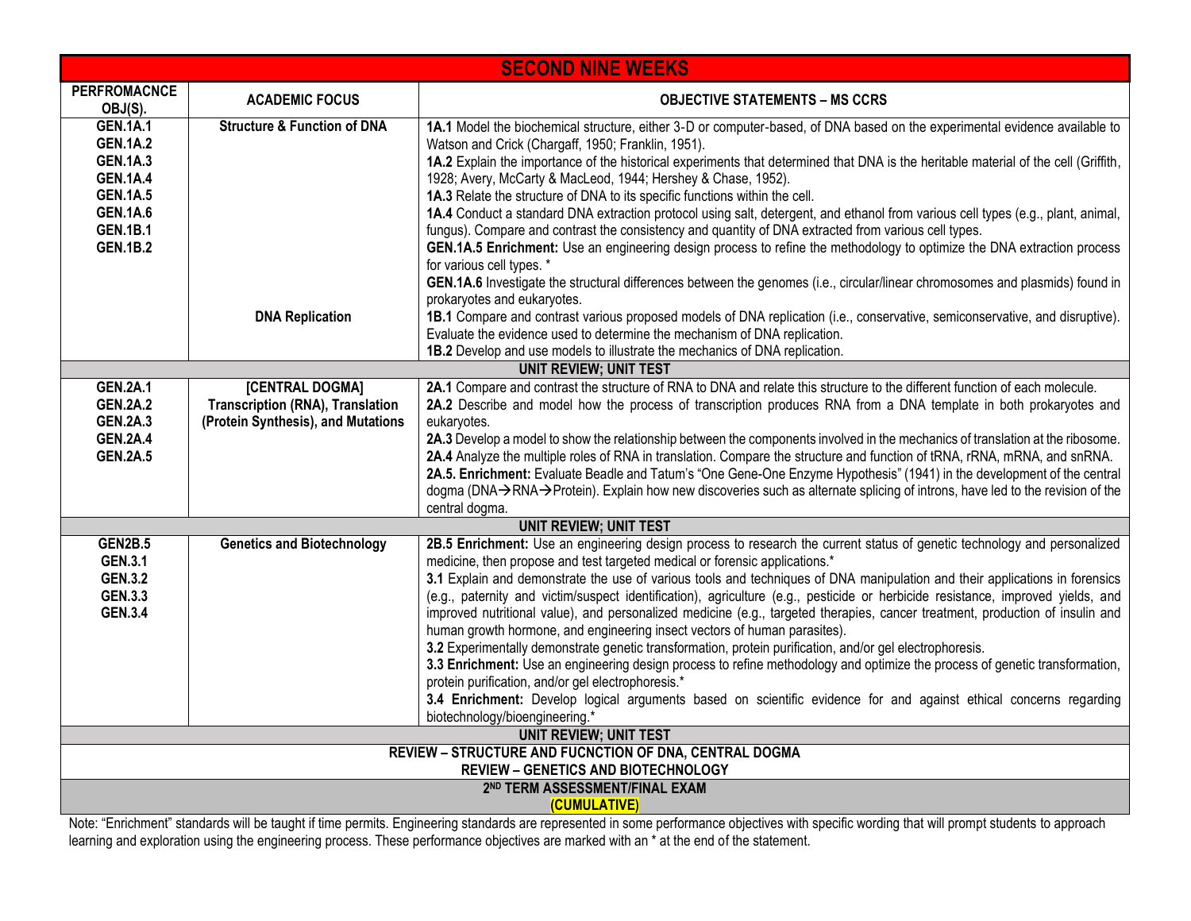## SECOND NINE WEEKS

| PERFROMACNCE OBJ(S). | ACADEMIC FOCUS | OBJECTIVE STATEMENTS – MS CCRS |
|---|---|---|
| **GEN.1A.1**<br>**GEN.1A.2**<br>**GEN.1A.3**<br>**GEN.1A.4**<br>**GEN.1A.5**<br>**GEN.1A.6**<br>**GEN.1B.1**<br>**GEN.1B.2** | **Structure & Function of DNA**<br><br><br><br><br><br><br><br><br><br><br>**DNA Replication** | **1A.1** Model the biochemical structure, either 3-D or computer-based, of DNA based on the experimental evidence available to Watson and Crick (Chargaff, 1950; Franklin, 1951).<br>**1A.2** Explain the importance of the historical experiments that determined that DNA is the heritable material of the cell (Griffith, 1928; Avery, McCarty & MacLeod, 1944; Hershey & Chase, 1952).<br>**1A.3** Relate the structure of DNA to its specific functions within the cell.<br>**1A.4** Conduct a standard DNA extraction protocol using salt, detergent, and ethanol from various cell types (e.g., plant, animal, fungus). Compare and contrast the consistency and quantity of DNA extracted from various cell types.<br>**GEN.1A.5 Enrichment:** Use an engineering design process to refine the methodology to optimize the DNA extraction process for various cell types. *<br>**GEN.1A.6** Investigate the structural differences between the genomes (i.e., circular/linear chromosomes and plasmids) found in prokaryotes and eukaryotes.<br>**1B.1** Compare and contrast various proposed models of DNA replication (i.e., conservative, semiconservative, and disruptive). Evaluate the evidence used to determine the mechanism of DNA replication.<br>**1B.2** Develop and use models to illustrate the mechanics of DNA replication. |
| | | **UNIT REVIEW; UNIT TEST** |
| **GEN.2A.1**<br>**GEN.2A.2**<br>**GEN.2A.3**<br>**GEN.2A.4**<br>**GEN.2A.5** | **[CENTRAL DOGMA]**<br>**Transcription (RNA), Translation (Protein Synthesis), and Mutations** | **2A.1** Compare and contrast the structure of RNA to DNA and relate this structure to the different function of each molecule.<br>**2A.2** Describe and model how the process of transcription produces RNA from a DNA template in both prokaryotes and eukaryotes.<br>**2A.3** Develop a model to show the relationship between the components involved in the mechanics of translation at the ribosome.<br>**2A.4** Analyze the multiple roles of RNA in translation. Compare the structure and function of tRNA, rRNA, mRNA, and snRNA.<br>**2A.5. Enrichment:** Evaluate Beadle and Tatum's "One Gene-One Enzyme Hypothesis" (1941) in the development of the central dogma (DNA→RNA→Protein). Explain how new discoveries such as alternate splicing of introns, have led to the revision of the central dogma. |
| | | **UNIT REVIEW; UNIT TEST** |
| **GEN2B.5**<br>**GEN.3.1**<br>**GEN.3.2**<br>**GEN.3.3**<br>**GEN.3.4** | **Genetics and Biotechnology** | **2B.5 Enrichment:** Use an engineering design process to research the current status of genetic technology and personalized medicine, then propose and test targeted medical or forensic applications.*<br>**3.1** Explain and demonstrate the use of various tools and techniques of DNA manipulation and their applications in forensics (e.g., paternity and victim/suspect identification), agriculture (e.g., pesticide or herbicide resistance, improved yields, and improved nutritional value), and personalized medicine (e.g., targeted therapies, cancer treatment, production of insulin and human growth hormone, and engineering insect vectors of human parasites).<br>**3.2** Experimentally demonstrate genetic transformation, protein purification, and/or gel electrophoresis.<br>**3.3 Enrichment:** Use an engineering design process to refine methodology and optimize the process of genetic transformation, protein purification, and/or gel electrophoresis.*<br>**3.4 Enrichment:** Develop logical arguments based on scientific evidence for and against ethical concerns regarding biotechnology/bioengineering.* |
| | | **UNIT REVIEW; UNIT TEST** |
| | | **REVIEW – STRUCTURE AND FUCNCTION OF DNA, CENTRAL DOGMA**<br>**REVIEW – GENETICS AND BIOTECHNOLOGY** |
| | | **2ND TERM ASSESSMENT/FINAL EXAM**<br>**(CUMULATIVE)** |

Note: "Enrichment" standards will be taught if time permits. Engineering standards are represented in some performance objectives with specific wording that will prompt students to approach learning and exploration using the engineering process. These performance objectives are marked with an * at the end of the statement.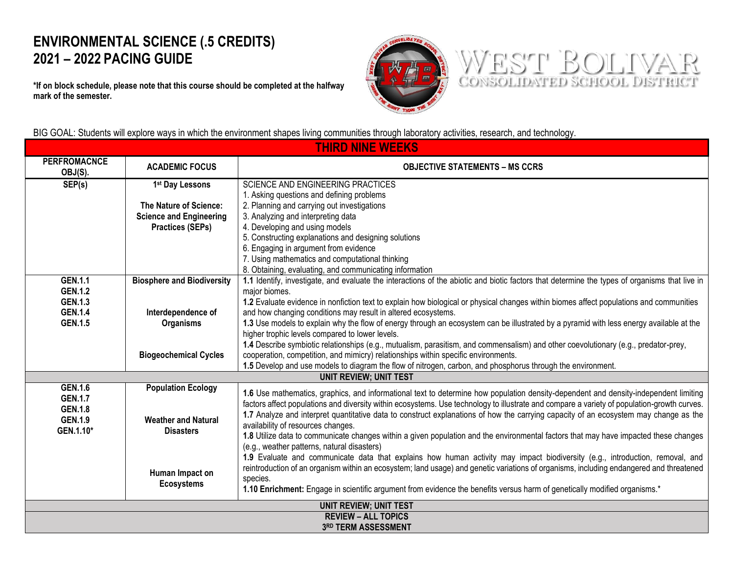# ENVIRONMENTAL SCIENCE (.5 CREDITS)
# 2021 – 2022 PACING GUIDE

**\*If on block schedule, please note that this course should be completed at the halfway mark of the semester.**

WEST BOLIVAR CONSOLIDATED SCHOOL DISTRICT

BIG GOAL: Students will explore ways in which the environment shapes living communities through laboratory activities, research, and technology.

| THIRD NINE WEEKS | | |
|---|---|---|
| **PERFROMACNCE OBJ(S).** | **ACADEMIC FOCUS** | **OBJECTIVE STATEMENTS – MS CCRS** |
| **SEP(s)** | **1st Day Lessons**<br><br>**The Nature of Science: Science and Engineering Practices (SEPs)** | SCIENCE AND ENGINEERING PRACTICES<br>1. Asking questions and defining problems<br>2. Planning and carrying out investigations<br>3. Analyzing and interpreting data<br>4. Developing and using models<br>5. Constructing explanations and designing solutions<br>6. Engaging in argument from evidence<br>7. Using mathematics and computational thinking<br>8. Obtaining, evaluating, and communicating information |
| **GEN.1.1**<br>**GEN.1.2**<br>**GEN.1.3**<br>**GEN.1.4**<br>**GEN.1.5** | **Biosphere and Biodiversity**<br><br>**Interdependence of Organisms**<br><br>**Biogeochemical Cycles** | **1.1** Identify, investigate, and evaluate the interactions of the abiotic and biotic factors that determine the types of organisms that live in major biomes.<br>**1.2** Evaluate evidence in nonfiction text to explain how biological or physical changes within biomes affect populations and communities and how changing conditions may result in altered ecosystems.<br>**1.3** Use models to explain why the flow of energy through an ecosystem can be illustrated by a pyramid with less energy available at the higher trophic levels compared to lower levels.<br>**1.4** Describe symbiotic relationships (e.g., mutualism, parasitism, and commensalism) and other coevolutionary (e.g., predator-prey, cooperation, competition, and mimicry) relationships within specific environments.<br>**1.5** Develop and use models to diagram the flow of nitrogen, carbon, and phosphorus through the environment. |
| **UNIT REVIEW; UNIT TEST** | | |
| **GEN.1.6**<br>**GEN.1.7**<br>**GEN.1.8**<br>**GEN.1.9**<br>**GEN.1.10\*** | **Population Ecology**<br><br>**Weather and Natural Disasters**<br><br>**Human Impact on Ecosystems** | **1.6** Use mathematics, graphics, and informational text to determine how population density-dependent and density-independent limiting factors affect populations and diversity within ecosystems. Use technology to illustrate and compare a variety of population-growth curves.<br>**1.7** Analyze and interpret quantitative data to construct explanations of how the carrying capacity of an ecosystem may change as the availability of resources changes.<br>**1.8** Utilize data to communicate changes within a given population and the environmental factors that may have impacted these changes (e.g., weather patterns, natural disasters)<br>**1.9** Evaluate and communicate data that explains how human activity may impact biodiversity (e.g., introduction, removal, and reintroduction of an organism within an ecosystem; land usage) and genetic variations of organisms, including endangered and threatened species.<br>**1.10 Enrichment:** Engage in scientific argument from evidence the benefits versus harm of genetically modified organisms.\* |
| **UNIT REVIEW; UNIT TEST** | | |
| **REVIEW – ALL TOPICS**<br>**3RD TERM ASSESSMENT** | | |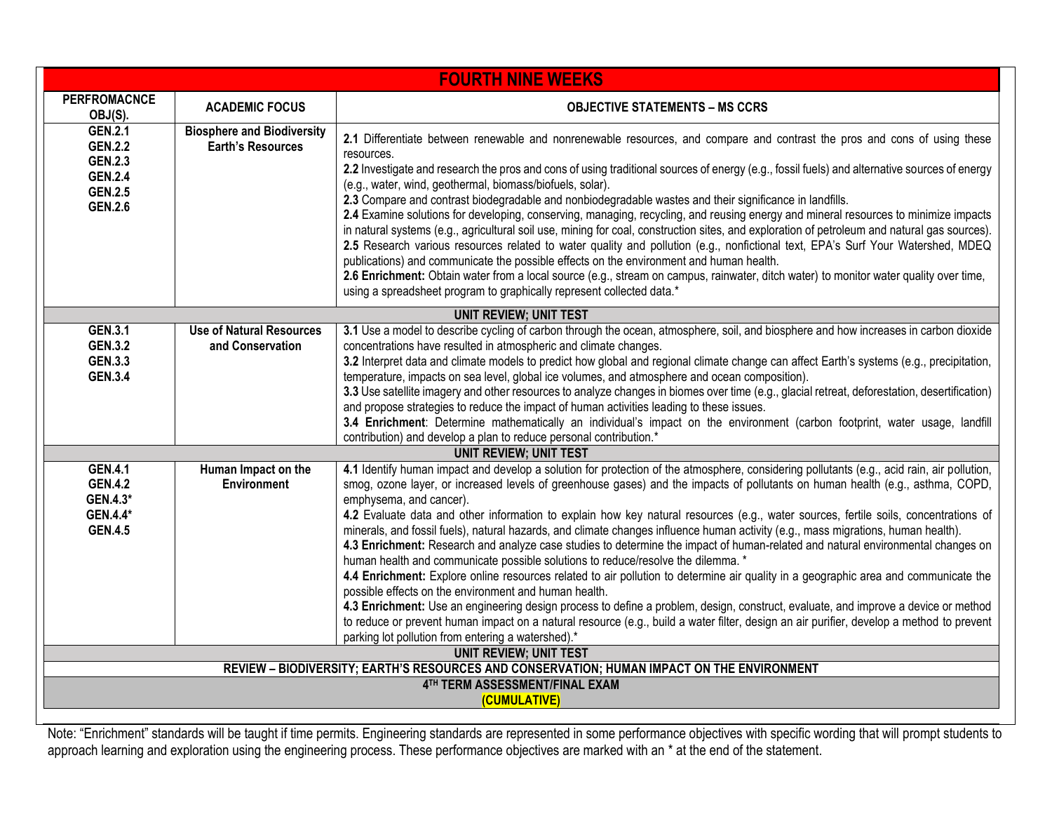| FOURTH NINE WEEKS | | |
|---|---|---|
| **PERFROMACNCE OBJ(S).** | **ACADEMIC FOCUS** | **OBJECTIVE STATEMENTS – MS CCRS** |
| **GEN.2.1**<br>**GEN.2.2**<br>**GEN.2.3**<br>**GEN.2.4**<br>**GEN.2.5**<br>**GEN.2.6** | **Biosphere and Biodiversity Earth's Resources** | **2.1** Differentiate between renewable and nonrenewable resources, and compare and contrast the pros and cons of using these resources.<br>**2.2** Investigate and research the pros and cons of using traditional sources of energy (e.g., fossil fuels) and alternative sources of energy (e.g., water, wind, geothermal, biomass/biofuels, solar).<br>**2.3** Compare and contrast biodegradable and nonbiodegradable wastes and their significance in landfills.<br>**2.4** Examine solutions for developing, conserving, managing, recycling, and reusing energy and mineral resources to minimize impacts in natural systems (e.g., agricultural soil use, mining for coal, construction sites, and exploration of petroleum and natural gas sources).<br>**2.5** Research various resources related to water quality and pollution (e.g., nonfictional text, EPA's Surf Your Watershed, MDEQ publications) and communicate the possible effects on the environment and human health.<br>**2.6 Enrichment:** Obtain water from a local source (e.g., stream on campus, rainwater, ditch water) to monitor water quality over time, using a spreadsheet program to graphically represent collected data.* |
| **UNIT REVIEW; UNIT TEST** | | |
| **GEN.3.1**<br>**GEN.3.2**<br>**GEN.3.3**<br>**GEN.3.4** | **Use of Natural Resources and Conservation** | **3.1** Use a model to describe cycling of carbon through the ocean, atmosphere, soil, and biosphere and how increases in carbon dioxide concentrations have resulted in atmospheric and climate changes.<br>**3.2** Interpret data and climate models to predict how global and regional climate change can affect Earth's systems (e.g., precipitation, temperature, impacts on sea level, global ice volumes, and atmosphere and ocean composition).<br>**3.3** Use satellite imagery and other resources to analyze changes in biomes over time (e.g., glacial retreat, deforestation, desertification) and propose strategies to reduce the impact of human activities leading to these issues.<br>**3.4 Enrichment**: Determine mathematically an individual's impact on the environment (carbon footprint, water usage, landfill contribution) and develop a plan to reduce personal contribution.* |
| **UNIT REVIEW; UNIT TEST** | | |
| **GEN.4.1**<br>**GEN.4.2**<br>**GEN.4.3***<br>**GEN.4.4***<br>**GEN.4.5** | **Human Impact on the Environment** | **4.1** Identify human impact and develop a solution for protection of the atmosphere, considering pollutants (e.g., acid rain, air pollution, smog, ozone layer, or increased levels of greenhouse gases) and the impacts of pollutants on human health (e.g., asthma, COPD, emphysema, and cancer).<br>**4.2** Evaluate data and other information to explain how key natural resources (e.g., water sources, fertile soils, concentrations of minerals, and fossil fuels), natural hazards, and climate changes influence human activity (e.g., mass migrations, human health).<br>**4.3 Enrichment:** Research and analyze case studies to determine the impact of human-related and natural environmental changes on human health and communicate possible solutions to reduce/resolve the dilemma. *<br>**4.4 Enrichment:** Explore online resources related to air pollution to determine air quality in a geographic area and communicate the possible effects on the environment and human health.<br>**4.3 Enrichment:** Use an engineering design process to define a problem, design, construct, evaluate, and improve a device or method to reduce or prevent human impact on a natural resource (e.g., build a water filter, design an air purifier, develop a method to prevent parking lot pollution from entering a watershed).* |
| **UNIT REVIEW; UNIT TEST** | | |
| **REVIEW – BIODIVERSITY; EARTH'S RESOURCES AND CONSERVATION; HUMAN IMPACT ON THE ENVIRONMENT** | | |
| **4TH TERM ASSESSMENT/FINAL EXAM (CUMULATIVE)** | | |

Note: "Enrichment" standards will be taught if time permits. Engineering standards are represented in some performance objectives with specific wording that will prompt students to approach learning and exploration using the engineering process. These performance objectives are marked with an * at the end of the statement.